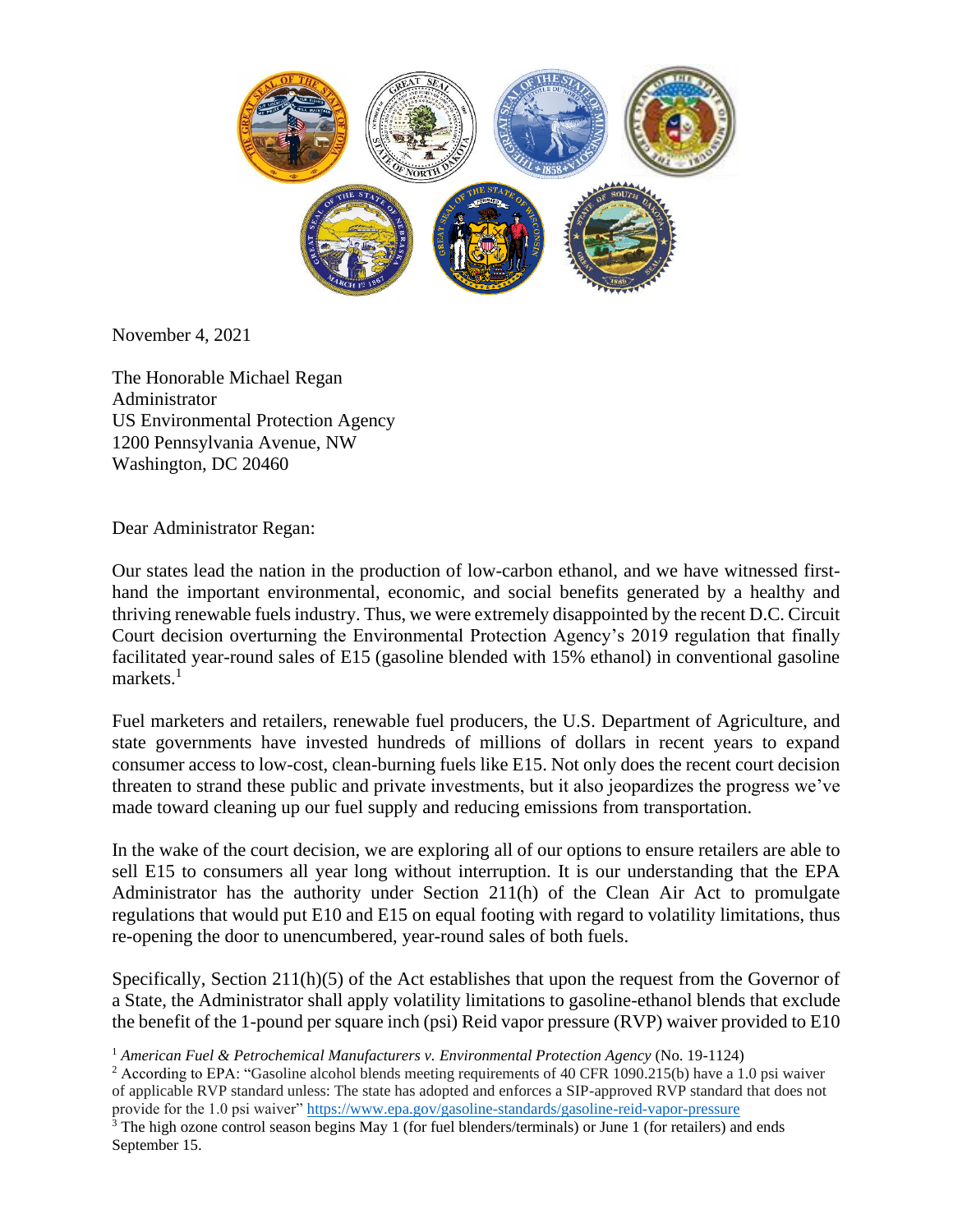November 4, 2021

The Honorable Michael Regan
Administrator
US Environmental Protection Agency
1200 Pennsylvania Avenue, NW
Washington, DC 20460

Dear Administrator Regan:

Our states lead the nation in the production of low-carbon ethanol, and we have witnessed first-hand the important environmental, economic, and social benefits generated by a healthy and thriving renewable fuels industry. Thus, we were extremely disappointed by the recent D.C. Circuit Court decision overturning the Environmental Protection Agency's 2019 regulation that finally facilitated year-round sales of E15 (gasoline blended with 15% ethanol) in conventional gasoline markets.[1]

Fuel marketers and retailers, renewable fuel producers, the U.S. Department of Agriculture, and state governments have invested hundreds of millions of dollars in recent years to expand consumer access to low-cost, clean-burning fuels like E15. Not only does the recent court decision threaten to strand these public and private investments, but it also jeopardizes the progress we've made toward cleaning up our fuel supply and reducing emissions from transportation.

In the wake of the court decision, we are exploring all of our options to ensure retailers are able to sell E15 to consumers all year long without interruption. It is our understanding that the EPA Administrator has the authority under Section 211(h) of the Clean Air Act to promulgate regulations that would put E10 and E15 on equal footing with regard to volatility limitations, thus re-opening the door to unencumbered, year-round sales of both fuels.

Specifically, Section 211(h)(5) of the Act establishes that upon the request from the Governor of a State, the Administrator shall apply volatility limitations to gasoline-ethanol blends that exclude the benefit of the 1-pound per square inch (psi) Reid vapor pressure (RVP) waiver provided to E10

[1] *American Fuel & Petrochemical Manufacturers v. Environmental Protection Agency* (No. 19-1124)

[2] According to EPA: "Gasoline alcohol blends meeting requirements of 40 CFR 1090.215(b) have a 1.0 psi waiver of applicable RVP standard unless: The state has adopted and enforces a SIP-approved RVP standard that does not provide for the 1.0 psi waiver" https://www.epa.gov/gasoline-standards/gasoline-reid-vapor-pressure

[3] The high ozone control season begins May 1 (for fuel blenders/terminals) or June 1 (for retailers) and ends September 15.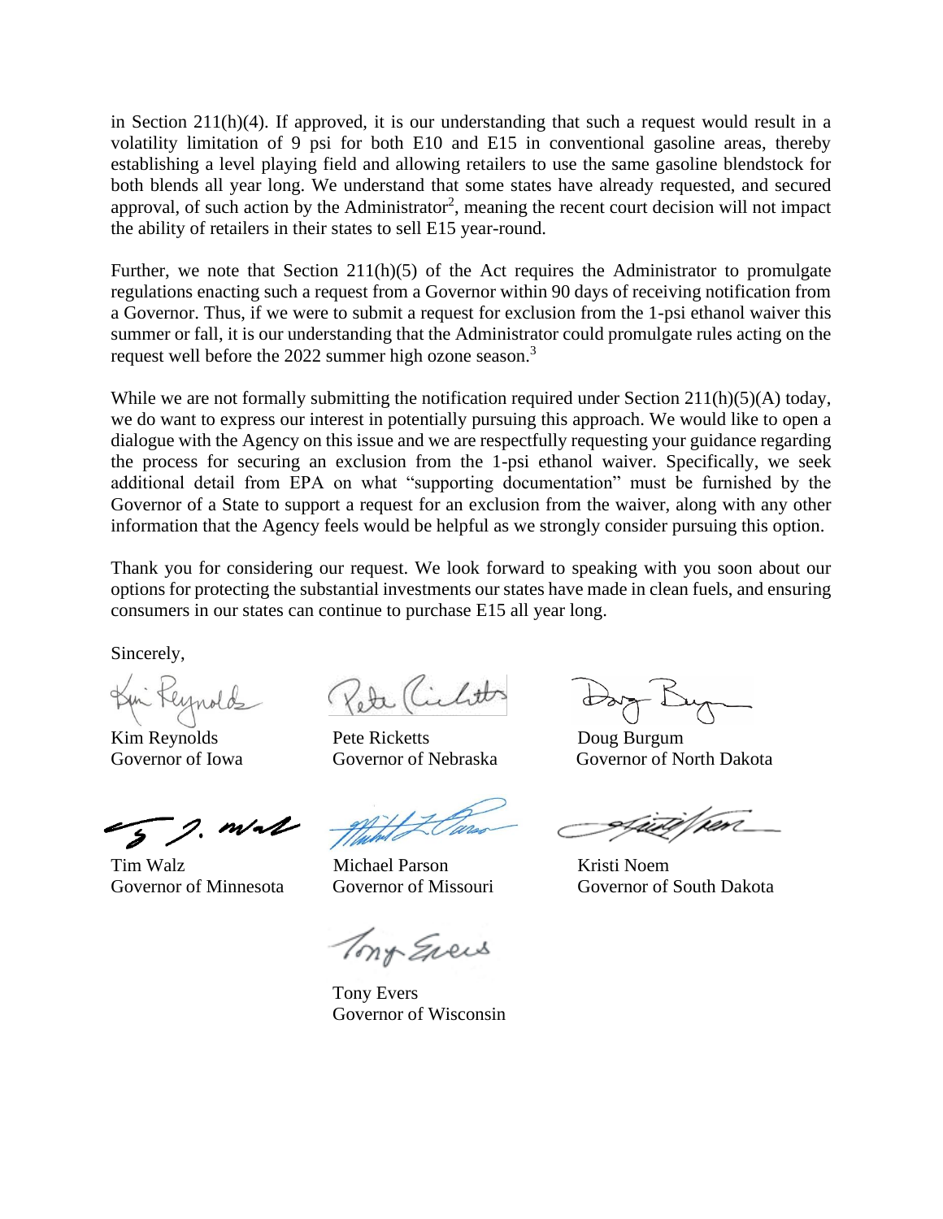in Section 211(h)(4). If approved, it is our understanding that such a request would result in a volatility limitation of 9 psi for both E10 and E15 in conventional gasoline areas, thereby establishing a level playing field and allowing retailers to use the same gasoline blendstock for both blends all year long. We understand that some states have already requested, and secured approval, of such action by the Administrator[2], meaning the recent court decision will not impact the ability of retailers in their states to sell E15 year-round.

Further, we note that Section 211(h)(5) of the Act requires the Administrator to promulgate regulations enacting such a request from a Governor within 90 days of receiving notification from a Governor. Thus, if we were to submit a request for exclusion from the 1-psi ethanol waiver this summer or fall, it is our understanding that the Administrator could promulgate rules acting on the request well before the 2022 summer high ozone season.[3]

While we are not formally submitting the notification required under Section 211(h)(5)(A) today, we do want to express our interest in potentially pursuing this approach. We would like to open a dialogue with the Agency on this issue and we are respectfully requesting your guidance regarding the process for securing an exclusion from the 1-psi ethanol waiver. Specifically, we seek additional detail from EPA on what "supporting documentation" must be furnished by the Governor of a State to support a request for an exclusion from the waiver, along with any other information that the Agency feels would be helpful as we strongly consider pursuing this option.

Thank you for considering our request. We look forward to speaking with you soon about our options for protecting the substantial investments our states have made in clean fuels, and ensuring consumers in our states can continue to purchase E15 all year long.

Sincerely,

Kim Reynolds
Governor of Iowa

Pete Ricketts
Governor of Nebraska

Doug Burgum
Governor of North Dakota

Tim Walz
Governor of Minnesota

Michael Parson
Governor of Missouri

Kristi Noem
Governor of South Dakota

Tony Evers
Governor of Wisconsin